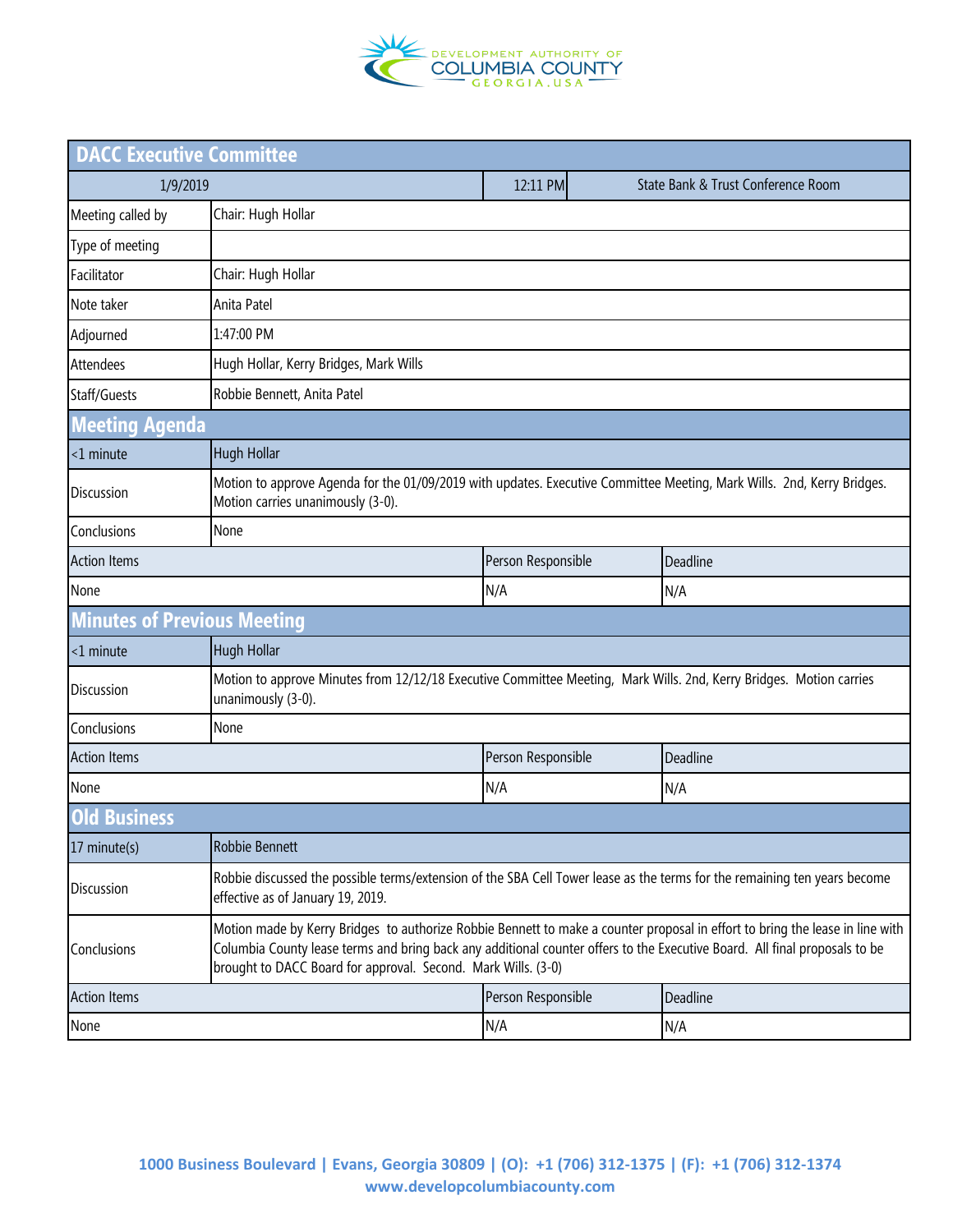# DACC Executive Committee

| 1/9/2019 | | 12:11 PM | State Bank & Trust Conference Room |
|---|---|---|---|
| Meeting called by | Chair: Hugh Hollar | | |
| Type of meeting | | | |
| Facilitator | Chair: Hugh Hollar | | |
| Note taker | Anita Patel | | |
| Adjourned | 1:47:00 PM | | |
| Attendees | Hugh Hollar, Kerry Bridges, Mark Wills | | |
| Staff/Guests | Robbie Bennett, Anita Patel | | |

## Meeting Agenda

| <1 minute | Hugh Hollar | | |
|---|---|---|---|
| Discussion | Motion to approve Agenda for the 01/09/2019 with updates. Executive Committee Meeting, Mark Wills. 2nd, Kerry Bridges. Motion carries unanimously (3-0). | | |
| Conclusions | None | | |
| Action Items | | Person Responsible | Deadline |
| None | | N/A | N/A |

## Minutes of Previous Meeting

| <1 minute | Hugh Hollar | | |
|---|---|---|---|
| Discussion | Motion to approve Minutes from 12/12/18 Executive Committee Meeting, Mark Wills. 2nd, Kerry Bridges. Motion carries unanimously (3-0). | | |
| Conclusions | None | | |
| Action Items | | Person Responsible | Deadline |
| None | | N/A | N/A |

## Old Business

| 17 minute(s) | Robbie Bennett | | |
|---|---|---|---|
| Discussion | Robbie discussed the possible terms/extension of the SBA Cell Tower lease as the terms for the remaining ten years become effective as of January 19, 2019. | | |
| Conclusions | Motion made by Kerry Bridges to authorize Robbie Bennett to make a counter proposal in effort to bring the lease in line with Columbia County lease terms and bring back any additional counter offers to the Executive Board. All final proposals to be brought to DACC Board for approval. Second. Mark Wills. (3-0) | | |
| Action Items | | Person Responsible | Deadline |
| None | | N/A | N/A |

1000 Business Boulevard | Evans, Georgia 30809 | (O): +1 (706) 312-1375 | (F): +1 (706) 312-1374
www.developcolumbiacounty.com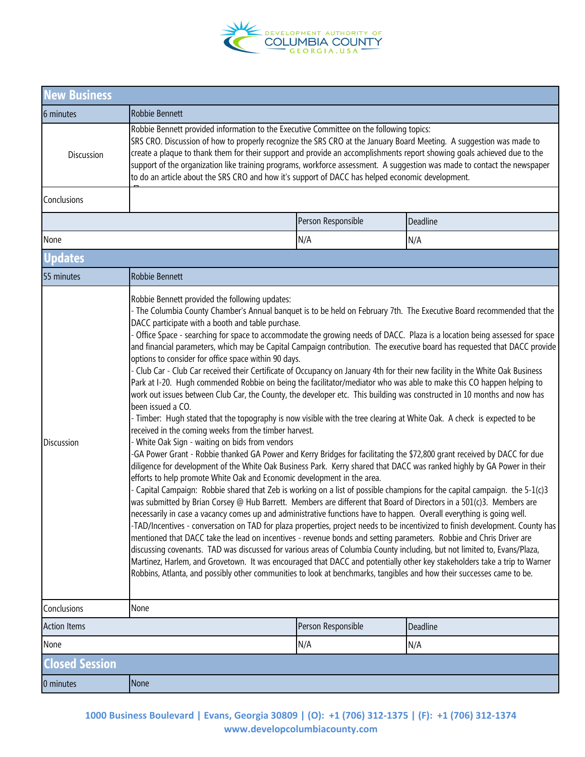## New Business

| 6 minutes | Robbie Bennett | | |
|---|---|---|---|
| Discussion | Robbie Bennett provided information to the Executive Committee on the following topics:<br>SRS CRO. Discussion of how to properly recognize the SRS CRO at the January Board Meeting. A suggestion was made to create a plaque to thank them for their support and provide an accomplishments report showing goals achieved due to the support of the organization like training programs, workforce assessment. A suggestion was made to contact the newspaper to do an article about the SRS CRO and how it's support of DACC has helped economic development. | | |
| Conclusions | | | |
| | | Person Responsible | Deadline |
| None | | N/A | N/A |

## Updates

| 55 minutes | Robbie Bennett | | |
|---|---|---|---|
| Discussion | Robbie Bennett provided the following updates:<br>- The Columbia County Chamber's Annual banquet is to be held on February 7th. The Executive Board recommended that the DACC participate with a booth and table purchase.<br>- Office Space - searching for space to accommodate the growing needs of DACC. Plaza is a location being assessed for space and financial parameters, which may be Capital Campaign contribution. The executive board has requested that DACC provide options to consider for office space within 90 days.<br>- Club Car - Club Car received their Certificate of Occupancy on January 4th for their new facility in the White Oak Business Park at I-20. Hugh commended Robbie on being the facilitator/mediator who was able to make this CO happen helping to work out issues between Club Car, the County, the developer etc. This building was constructed in 10 months and now has been issued a CO.<br>- Timber: Hugh stated that the topography is now visible with the tree clearing at White Oak. A check is expected to be received in the coming weeks from the timber harvest.<br>- White Oak Sign - waiting on bids from vendors<br>-GA Power Grant - Robbie thanked GA Power and Kerry Bridges for facilitating the $72,800 grant received by DACC for due diligence for development of the White Oak Business Park. Kerry shared that DACC was ranked highly by GA Power in their efforts to help promote White Oak and Economic development in the area.<br>- Capital Campaign: Robbie shared that Zeb is working on a list of possible champions for the capital campaign. the 5-1(c)3 was submitted by Brian Corsey @ Hub Barrett. Members are different that Board of Directors in a 501(c)3. Members are necessarily in case a vacancy comes up and administrative functions have to happen. Overall everything is going well.<br>-TAD/Incentives - conversation on TAD for plaza properties, project needs to be incentivized to finish development. County has mentioned that DACC take the lead on incentives - revenue bonds and setting parameters. Robbie and Chris Driver are discussing covenants. TAD was discussed for various areas of Columbia County including, but not limited to, Evans/Plaza, Martinez, Harlem, and Grovetown. It was encouraged that DACC and potentially other key stakeholders take a trip to Warner Robbins, Atlanta, and possibly other communities to look at benchmarks, tangibles and how their successes came to be. | | |
| Conclusions | None | | |
| Action Items | | Person Responsible | Deadline |
| None | | N/A | N/A |

## Closed Session

| 0 minutes | None |
|---|---|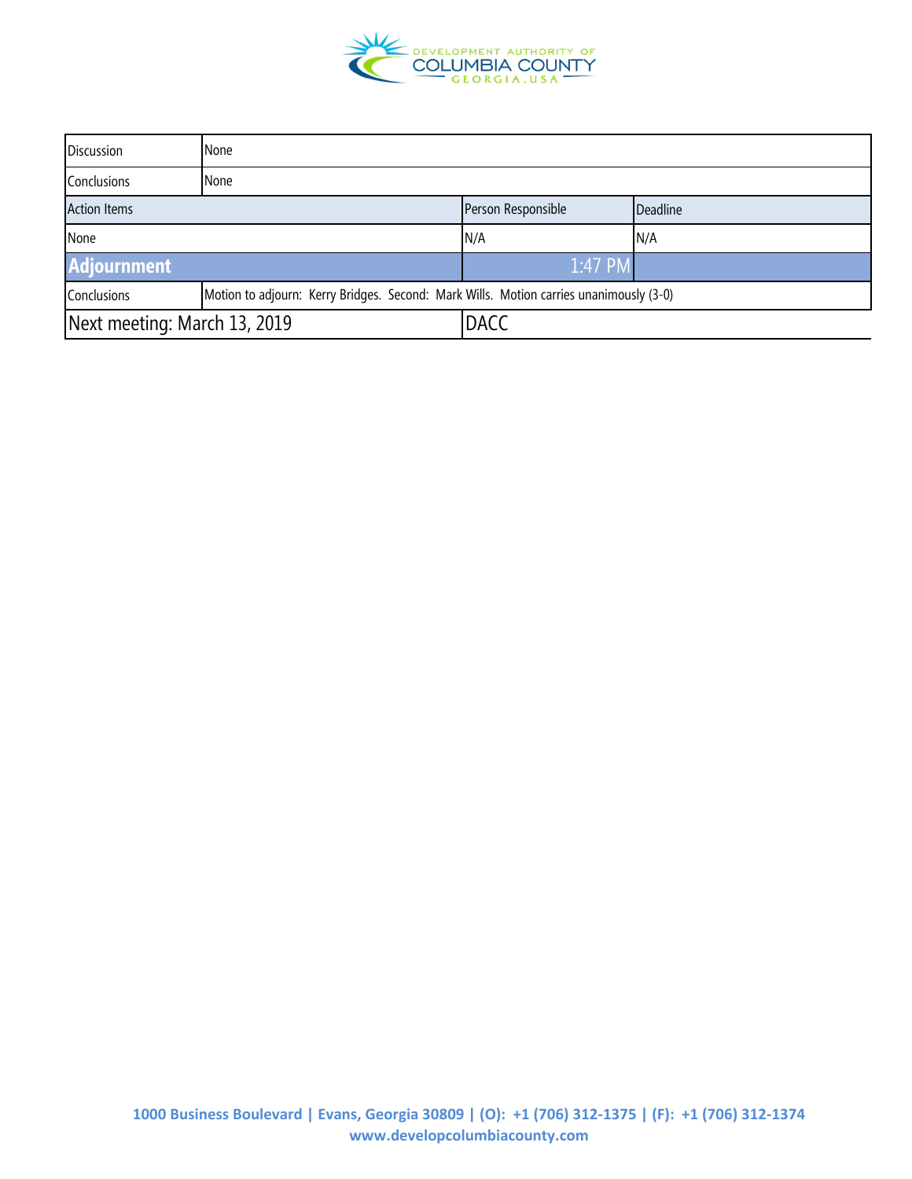| | | | |
|---|---|---|---|
| Discussion | None | | |
| Conclusions | None | | |
| Action Items | | Person Responsible | Deadline |
| None | | N/A | N/A |
| **Adjournment** | | 1:47 PM | |
| Conclusions | Motion to adjourn: Kerry Bridges. Second: Mark Wills. Motion carries unanimously (3-0) | | |
| Next meeting: March 13, 2019 | | DACC | |

**1000 Business Boulevard | Evans, Georgia 30809 | (O): +1 (706) 312-1375 | (F): +1 (706) 312-1374**
**www.developcolumbiacounty.com**